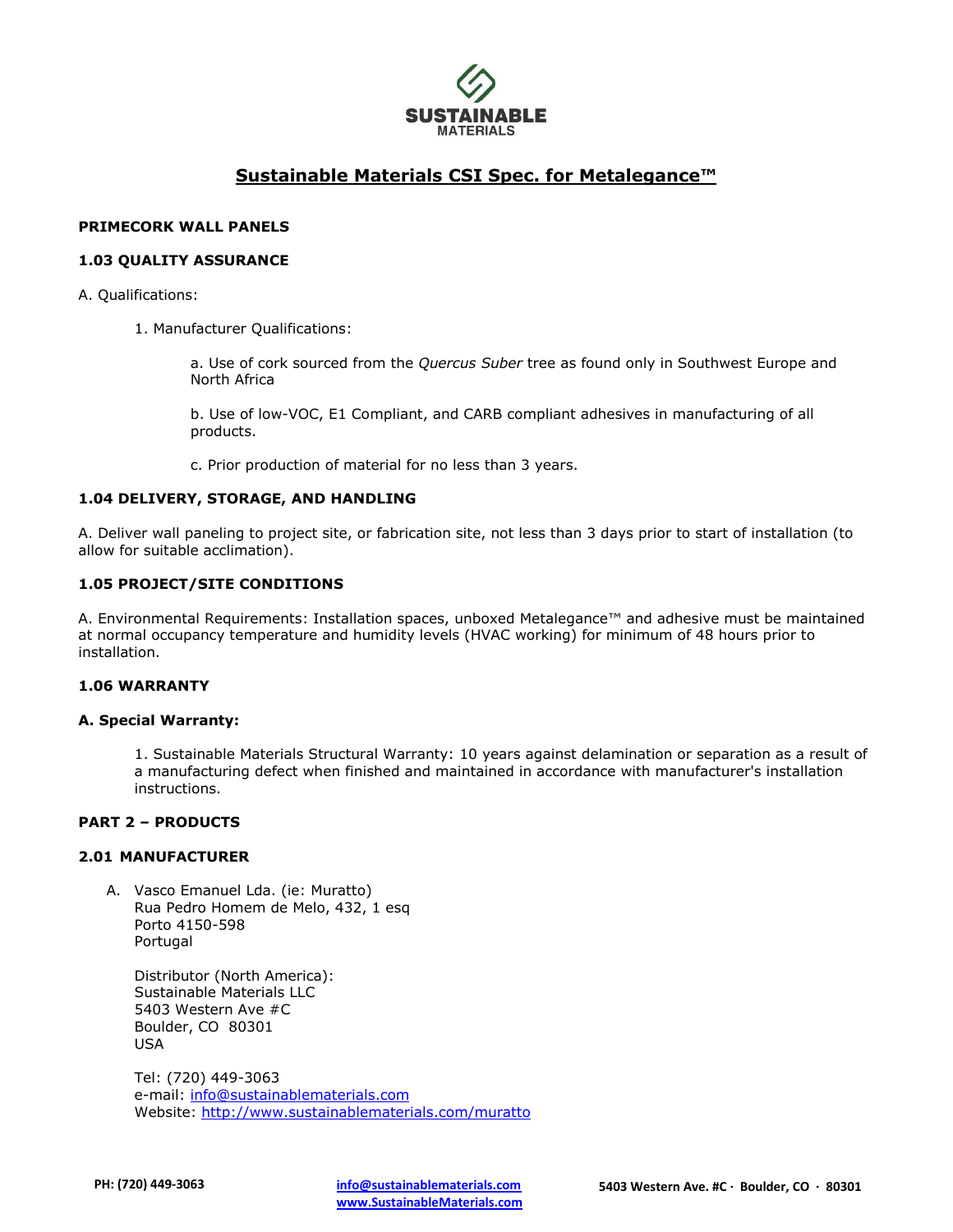# Sustainable Materials CSI Spec. for Metalegance™

**PRIMECORK WALL PANELS**

## 1.03 QUALITY ASSURANCE

A. Qualifications:

1. Manufacturer Qualifications:

   a. Use of cork sourced from the *Quercus Suber* tree as found only in Southwest Europe and North Africa

   b. Use of low-VOC, E1 Compliant, and CARB compliant adhesives in manufacturing of all products.

   c. Prior production of material for no less than 3 years.

## 1.04 DELIVERY, STORAGE, AND HANDLING

A. Deliver wall paneling to project site, or fabrication site, not less than 3 days prior to start of installation (to allow for suitable acclimation).

## 1.05 PROJECT/SITE CONDITIONS

A. Environmental Requirements: Installation spaces, unboxed Metalegance™ and adhesive must be maintained at normal occupancy temperature and humidity levels (HVAC working) for minimum of 48 hours prior to installation.

## 1.06 WARRANTY

**A. Special Warranty:**

1. Sustainable Materials Structural Warranty: 10 years against delamination or separation as a result of a manufacturing defect when finished and maintained in accordance with manufacturer's installation instructions.

## PART 2 – PRODUCTS

## 2.01 MANUFACTURER

A. Vasco Emanuel Lda. (ie: Muratto)
Rua Pedro Homem de Melo, 432, 1 esq
Porto 4150-598
Portugal

Distributor (North America):
Sustainable Materials LLC
5403 Western Ave #C
Boulder, CO 80301
USA

Tel: (720) 449-3063
e-mail: info@sustainablematerials.com
Website: http://www.sustainablematerials.com/muratto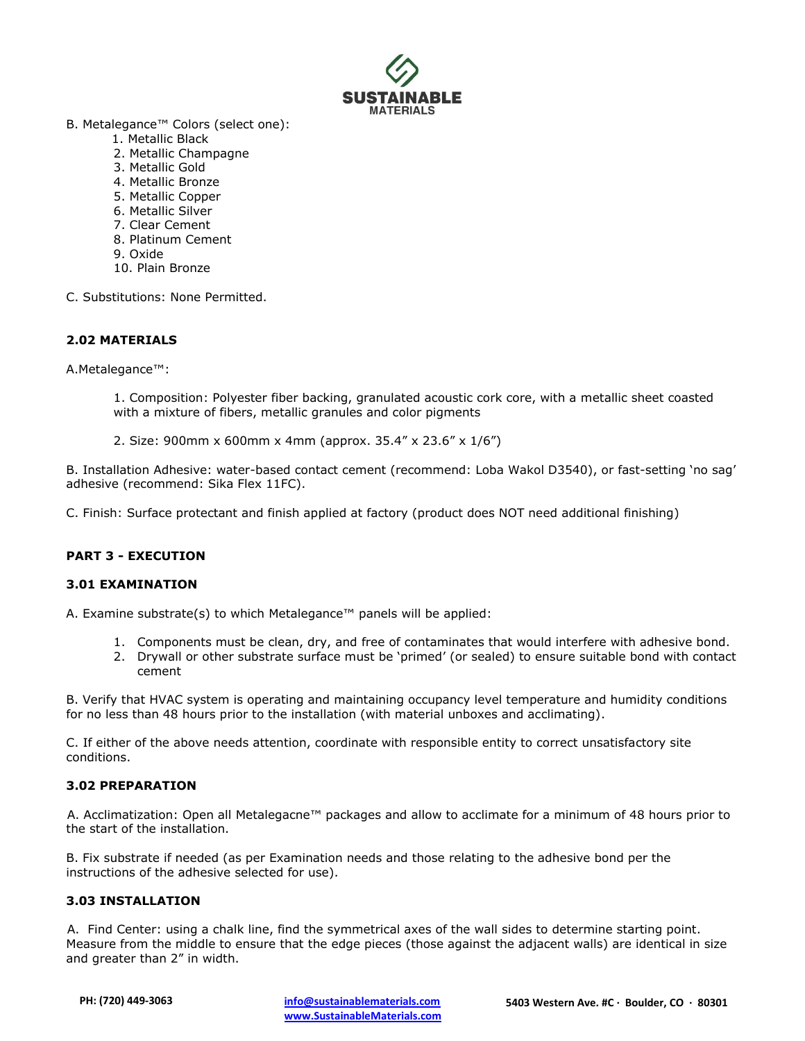B. Metalegance™ Colors (select one):

1. Metallic Black
2. Metallic Champagne
3. Metallic Gold
4. Metallic Bronze
5. Metallic Copper
6. Metallic Silver
7. Clear Cement
8. Platinum Cement
9. Oxide
10. Plain Bronze

C. Substitutions: None Permitted.

### 2.02 MATERIALS

A.Metalegance™:

1. Composition: Polyester fiber backing, granulated acoustic cork core, with a metallic sheet coasted with a mixture of fibers, metallic granules and color pigments

2. Size: 900mm x 600mm x 4mm (approx. 35.4" x 23.6" x 1/6")

B. Installation Adhesive: water-based contact cement (recommend: Loba Wakol D3540), or fast-setting 'no sag' adhesive (recommend: Sika Flex 11FC).

C. Finish: Surface protectant and finish applied at factory (product does NOT need additional finishing)

## PART 3 - EXECUTION

### 3.01 EXAMINATION

A. Examine substrate(s) to which Metalegance™ panels will be applied:

1. Components must be clean, dry, and free of contaminates that would interfere with adhesive bond.
2. Drywall or other substrate surface must be 'primed' (or sealed) to ensure suitable bond with contact cement

B. Verify that HVAC system is operating and maintaining occupancy level temperature and humidity conditions for no less than 48 hours prior to the installation (with material unboxes and acclimating).

C. If either of the above needs attention, coordinate with responsible entity to correct unsatisfactory site conditions.

### 3.02 PREPARATION

A. Acclimatization: Open all Metalegacne™ packages and allow to acclimate for a minimum of 48 hours prior to the start of the installation.

B. Fix substrate if needed (as per Examination needs and those relating to the adhesive bond per the instructions of the adhesive selected for use).

### 3.03 INSTALLATION

A. Find Center: using a chalk line, find the symmetrical axes of the wall sides to determine starting point. Measure from the middle to ensure that the edge pieces (those against the adjacent walls) are identical in size and greater than 2" in width.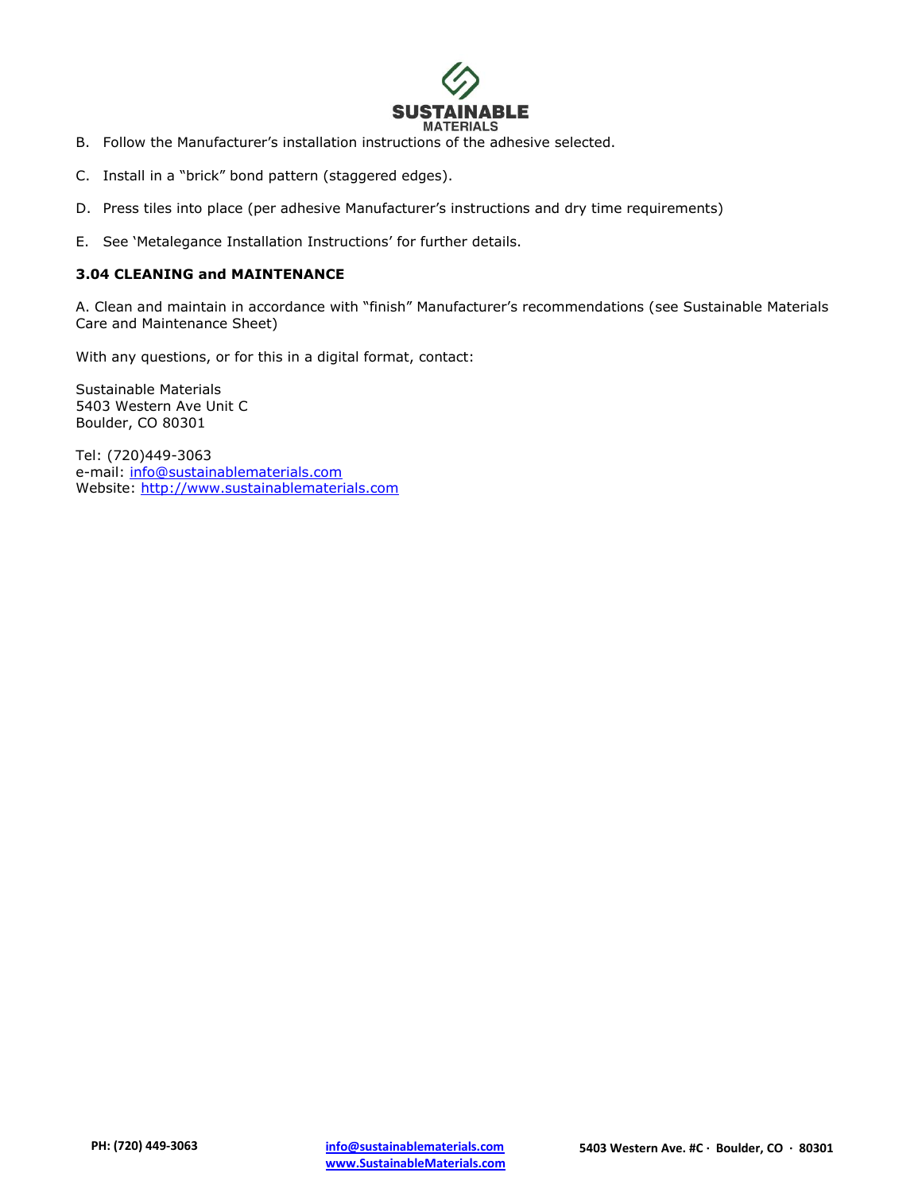B. Follow the Manufacturer's installation instructions of the adhesive selected.

C. Install in a "brick" bond pattern (staggered edges).

D. Press tiles into place (per adhesive Manufacturer's instructions and dry time requirements)

E. See 'Metalegance Installation Instructions' for further details.

**3.04 CLEANING and MAINTENANCE**

A. Clean and maintain in accordance with "finish" Manufacturer's recommendations (see Sustainable Materials Care and Maintenance Sheet)

With any questions, or for this in a digital format, contact:

Sustainable Materials
5403 Western Ave Unit C
Boulder, CO 80301

Tel: (720)449-3063
e-mail: info@sustainablematerials.com
Website: http://www.sustainablematerials.com